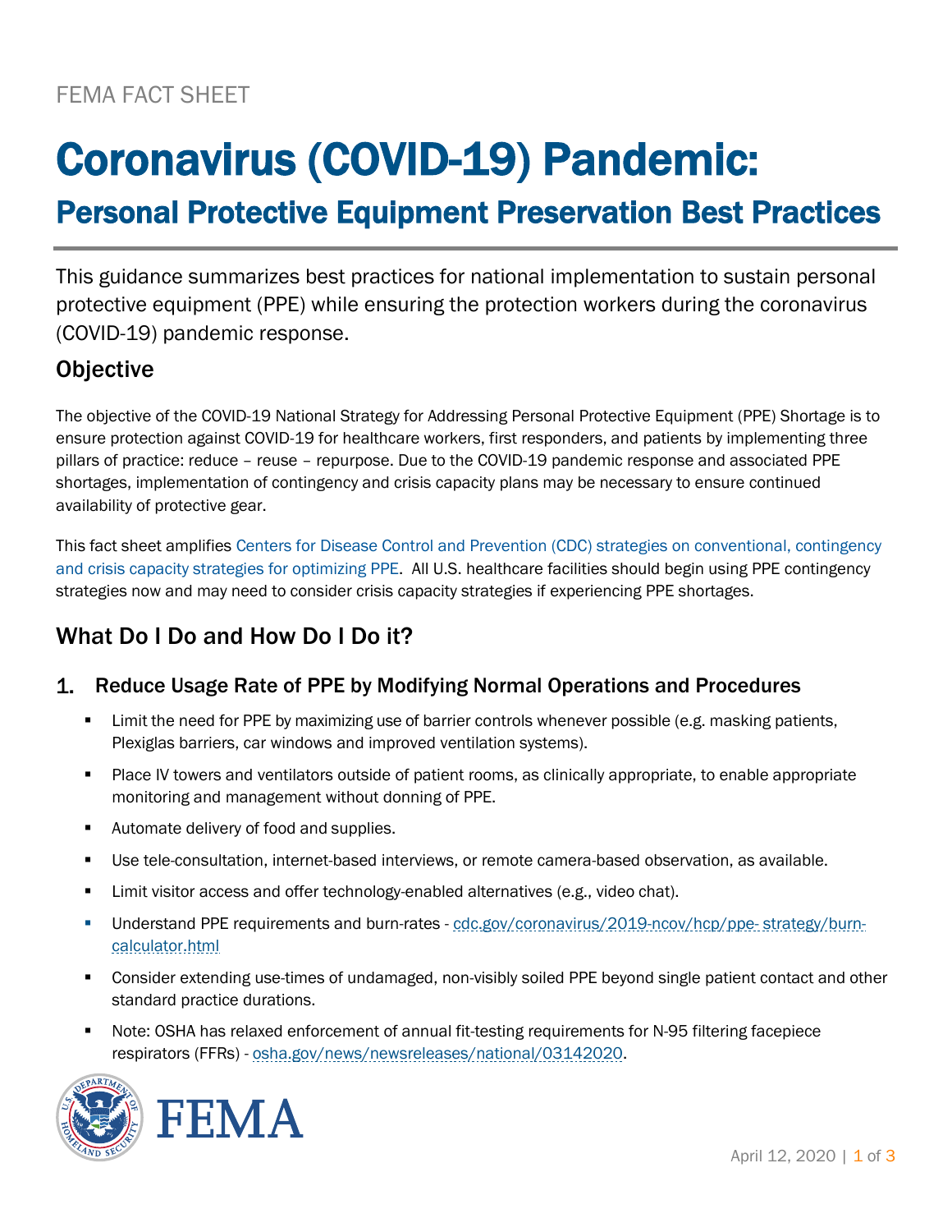FEMA FACT SHEET

# Coronavirus (COVID-19) Pandemic:

## Personal Protective Equipment Preservation Best Practices

This guidance summarizes best practices for national implementation to sustain personal protective equipment (PPE) while ensuring the protection workers during the coronavirus (COVID-19) pandemic response.

### Objective

The objective of the COVID-19 National Strategy for Addressing Personal Protective Equipment (PPE) Shortage is to ensure protection against COVID-19 for healthcare workers, first responders, and patients by implementing three pillars of practice: reduce – reuse – repurpose. Due to the COVID-19 pandemic response and associated PPE shortages, implementation of contingency and crisis capacity plans may be necessary to ensure continued availability of protective gear.

This fact sheet amplifies Centers for Disease Control and Prevention (CDC) strategies on conventional, contingency and crisis capacity strategies for optimizing PPE. All U.S. healthcare facilities should begin using PPE contingency strategies now and may need to consider crisis capacity strategies if experiencing PPE shortages.

### What Do I Do and How Do I Do it?

#### 1. Reduce Usage Rate of PPE by Modifying Normal Operations and Procedures

- Limit the need for PPE by maximizing use of barrier controls whenever possible (e.g. masking patients, Plexiglas barriers, car windows and improved ventilation systems).
- Place IV towers and ventilators outside of patient rooms, as clinically appropriate, to enable appropriate monitoring and management without donning of PPE.
- Automate delivery of food and supplies.
- Use tele-consultation, internet-based interviews, or remote camera-based observation, as available.
- Limit visitor access and offer technology-enabled alternatives (e.g., video chat).
- Understand PPE requirements and burn-rates - cdc.gov/coronavirus/2019-ncov/hcp/ppe- strategy/burn-calculator.html
- Consider extending use-times of undamaged, non-visibly soiled PPE beyond single patient contact and other standard practice durations.
- Note: OSHA has relaxed enforcement of annual fit-testing requirements for N-95 filtering facepiece respirators (FFRs) - osha.gov/news/newsreleases/national/03142020.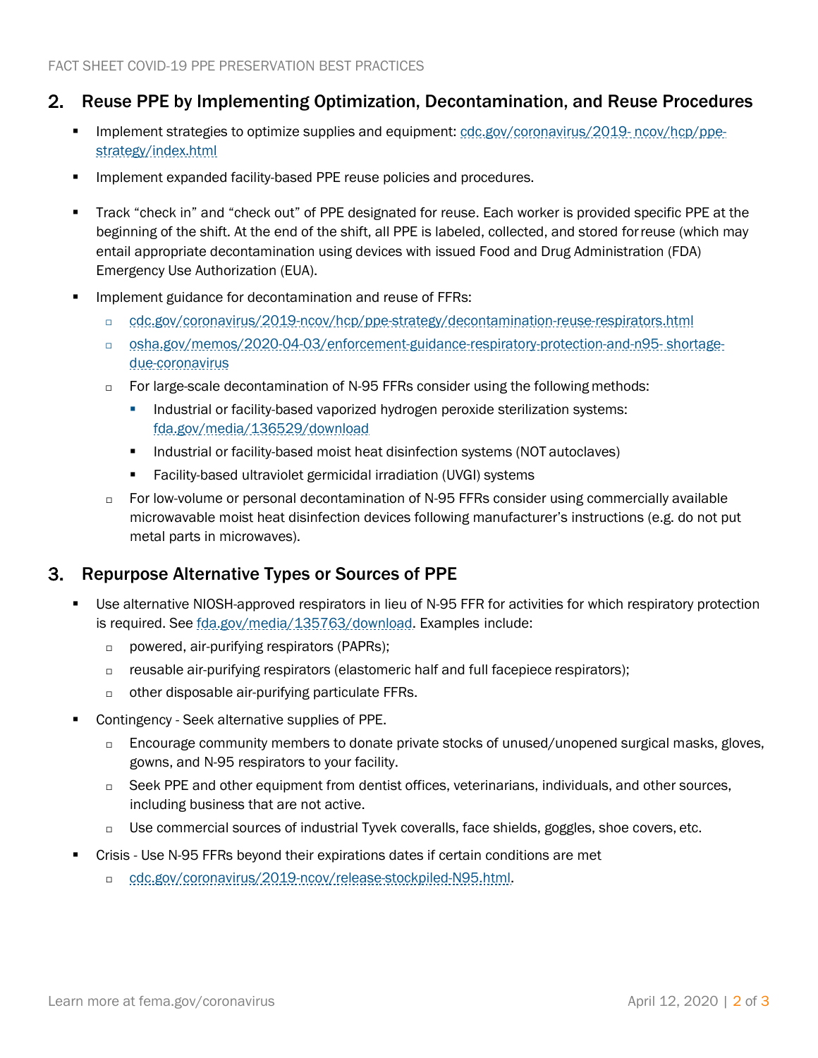## 2. Reuse PPE by Implementing Optimization, Decontamination, and Reuse Procedures

- Implement strategies to optimize supplies and equipment: cdc.gov/coronavirus/2019- ncov/hcp/ppe-strategy/index.html
- Implement expanded facility-based PPE reuse policies and procedures.
- Track "check in" and "check out" of PPE designated for reuse. Each worker is provided specific PPE at the beginning of the shift. At the end of the shift, all PPE is labeled, collected, and stored for reuse (which may entail appropriate decontamination using devices with issued Food and Drug Administration (FDA) Emergency Use Authorization (EUA).
- Implement guidance for decontamination and reuse of FFRs:
  - cdc.gov/coronavirus/2019-ncov/hcp/ppe-strategy/decontamination-reuse-respirators.html
  - osha.gov/memos/2020-04-03/enforcement-guidance-respiratory-protection-and-n95- shortage-due-coronavirus
  - For large-scale decontamination of N-95 FFRs consider using the following methods:
    - Industrial or facility-based vaporized hydrogen peroxide sterilization systems: fda.gov/media/136529/download
    - Industrial or facility-based moist heat disinfection systems (NOT autoclaves)
    - Facility-based ultraviolet germicidal irradiation (UVGI) systems
  - For low-volume or personal decontamination of N-95 FFRs consider using commercially available microwavable moist heat disinfection devices following manufacturer's instructions (e.g. do not put metal parts in microwaves).

## 3. Repurpose Alternative Types or Sources of PPE

- Use alternative NIOSH-approved respirators in lieu of N-95 FFR for activities for which respiratory protection is required. See fda.gov/media/135763/download. Examples include:
  - powered, air-purifying respirators (PAPRs);
  - reusable air-purifying respirators (elastomeric half and full facepiece respirators);
  - other disposable air-purifying particulate FFRs.
- Contingency - Seek alternative supplies of PPE.
  - Encourage community members to donate private stocks of unused/unopened surgical masks, gloves, gowns, and N-95 respirators to your facility.
  - Seek PPE and other equipment from dentist offices, veterinarians, individuals, and other sources, including business that are not active.
  - Use commercial sources of industrial Tyvek coveralls, face shields, goggles, shoe covers, etc.
- Crisis - Use N-95 FFRs beyond their expirations dates if certain conditions are met
  - cdc.gov/coronavirus/2019-ncov/release-stockpiled-N95.html.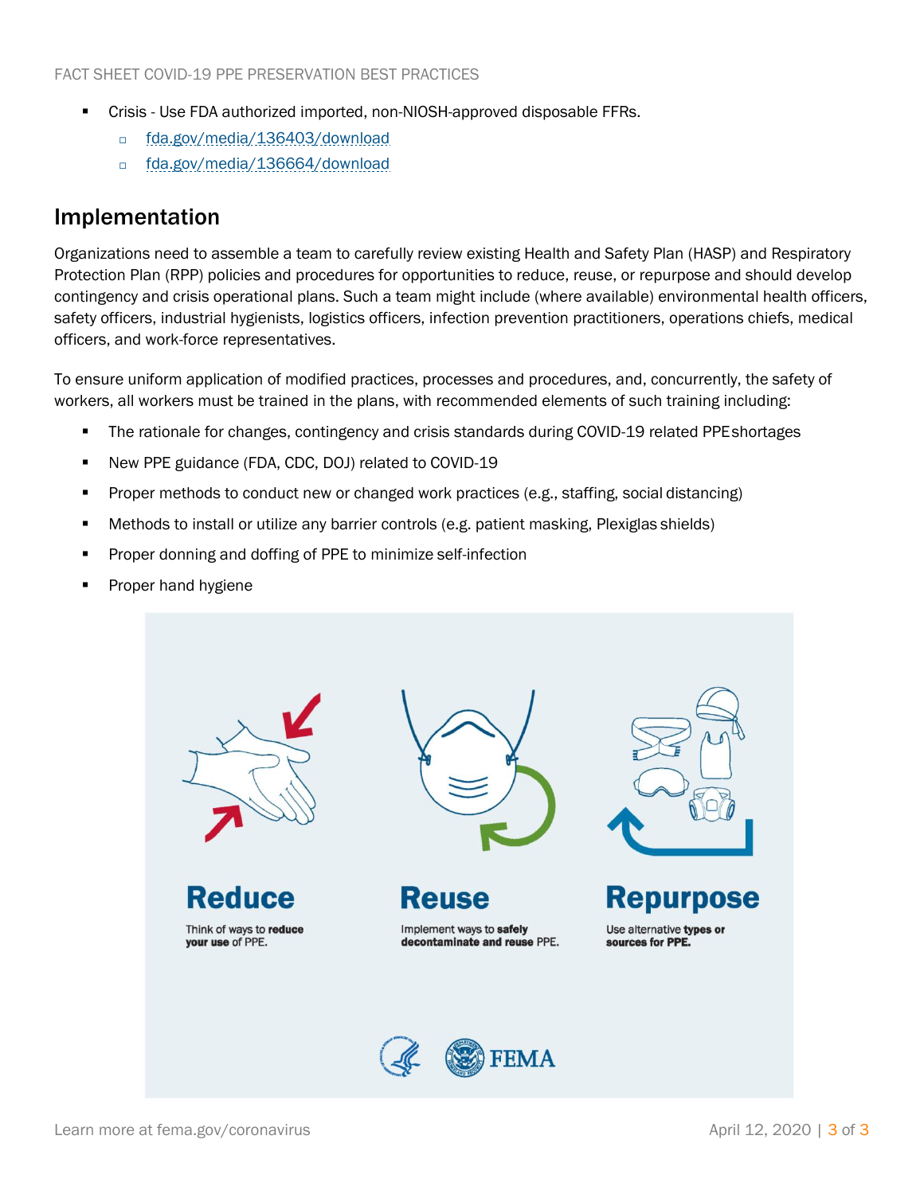- Crisis - Use FDA authorized imported, non-NIOSH-approved disposable FFRs.
  - fda.gov/media/136403/download
  - fda.gov/media/136664/download

## Implementation

Organizations need to assemble a team to carefully review existing Health and Safety Plan (HASP) and Respiratory Protection Plan (RPP) policies and procedures for opportunities to reduce, reuse, or repurpose and should develop contingency and crisis operational plans. Such a team might include (where available) environmental health officers, safety officers, industrial hygienists, logistics officers, infection prevention practitioners, operations chiefs, medical officers, and work-force representatives.

To ensure uniform application of modified practices, processes and procedures, and, concurrently, the safety of workers, all workers must be trained in the plans, with recommended elements of such training including:

- The rationale for changes, contingency and crisis standards during COVID-19 related PPE shortages
- New PPE guidance (FDA, CDC, DOJ) related to COVID-19
- Proper methods to conduct new or changed work practices (e.g., staffing, social distancing)
- Methods to install or utilize any barrier controls (e.g. patient masking, Plexiglas shields)
- Proper donning and doffing of PPE to minimize self-infection
- Proper hand hygiene

**Reduce**

Think of ways to **reduce your use** of PPE.

**Reuse**

Implement ways to **safely decontaminate and reuse** PPE.

**Repurpose**

Use alternative **types or sources for PPE.**

FEMA

Learn more at fema.gov/coronavirus

April 12, 2020